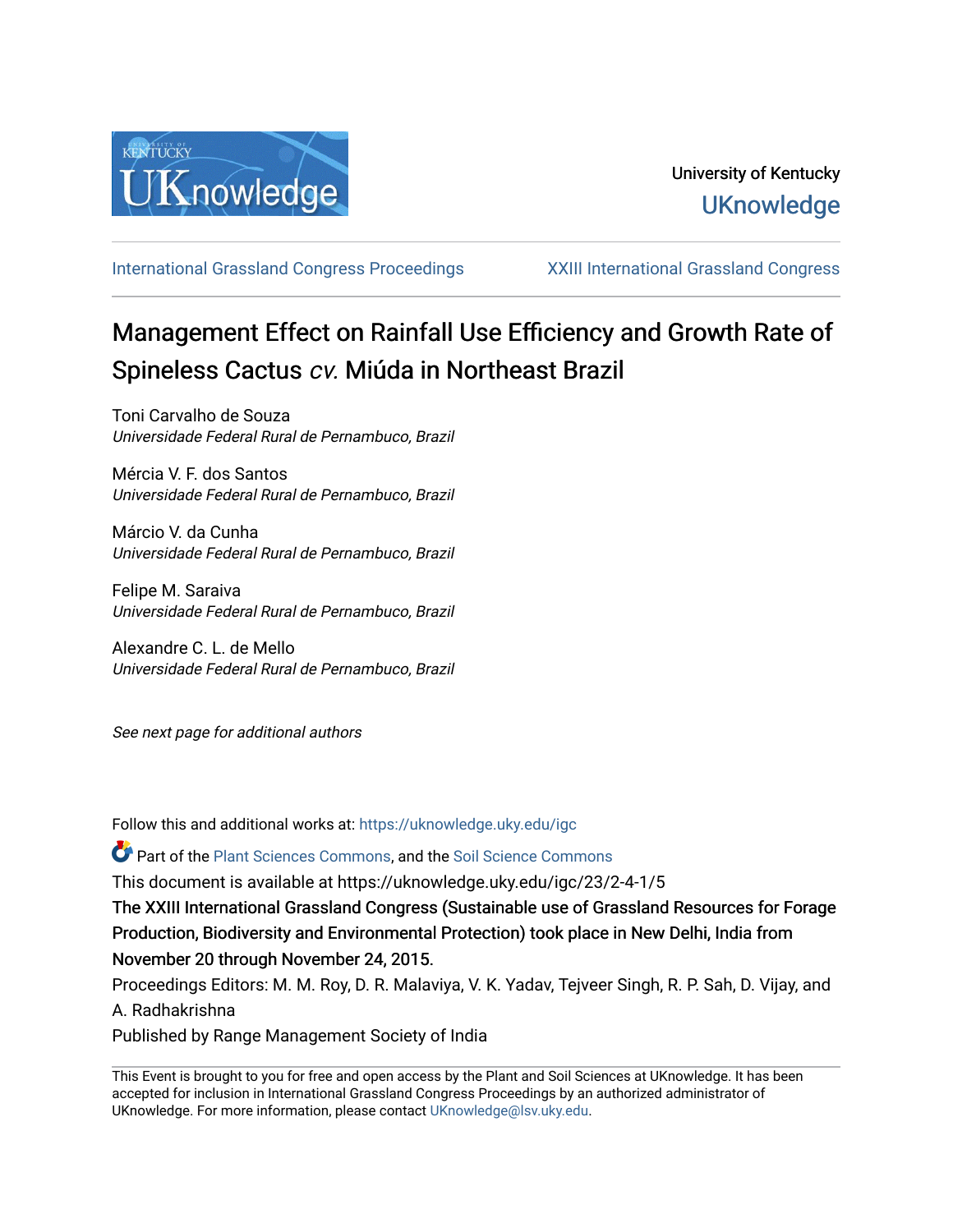University of Kentucky
UKnowledge

International Grassland Congress Proceedings | XXIII International Grassland Congress

# Management Effect on Rainfall Use Efficiency and Growth Rate of Spineless Cactus *cv.* Miúda in Northeast Brazil

Toni Carvalho de Souza
*Universidade Federal Rural de Pernambuco, Brazil*

Mércia V. F. dos Santos
*Universidade Federal Rural de Pernambuco, Brazil*

Márcio V. da Cunha
*Universidade Federal Rural de Pernambuco, Brazil*

Felipe M. Saraiva
*Universidade Federal Rural de Pernambuco, Brazil*

Alexandre C. L. de Mello
*Universidade Federal Rural de Pernambuco, Brazil*

*See next page for additional authors*

Follow this and additional works at: https://uknowledge.uky.edu/igc

Part of the Plant Sciences Commons, and the Soil Science Commons

This document is available at https://uknowledge.uky.edu/igc/23/2-4-1/5

The XXIII International Grassland Congress (Sustainable use of Grassland Resources for Forage Production, Biodiversity and Environmental Protection) took place in New Delhi, India from November 20 through November 24, 2015.

Proceedings Editors: M. M. Roy, D. R. Malaviya, V. K. Yadav, Tejveer Singh, R. P. Sah, D. Vijay, and A. Radhakrishna

Published by Range Management Society of India

This Event is brought to you for free and open access by the Plant and Soil Sciences at UKnowledge. It has been accepted for inclusion in International Grassland Congress Proceedings by an authorized administrator of UKnowledge. For more information, please contact UKnowledge@lsv.uky.edu.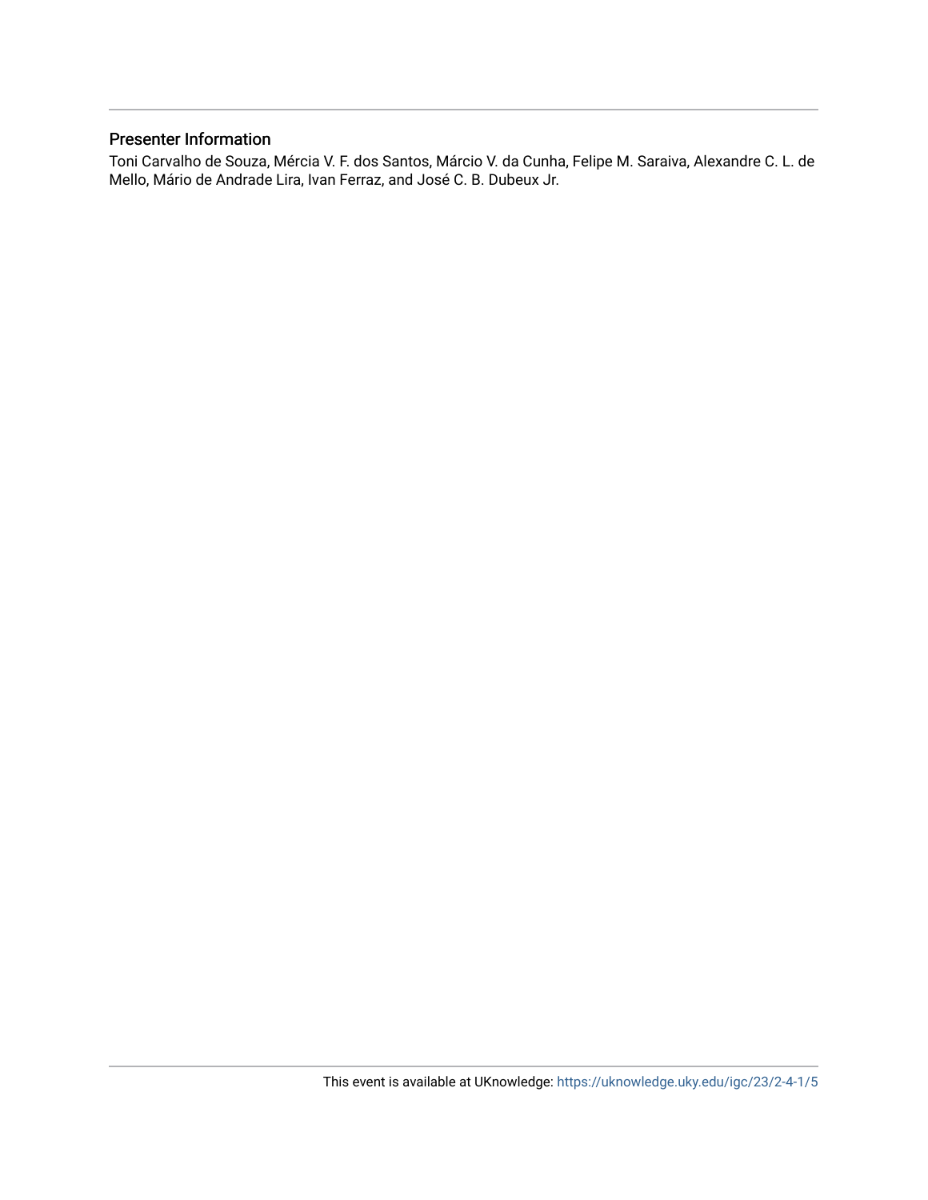## Presenter Information

Toni Carvalho de Souza, Mércia V. F. dos Santos, Márcio V. da Cunha, Felipe M. Saraiva, Alexandre C. L. de Mello, Mário de Andrade Lira, Ivan Ferraz, and José C. B. Dubeux Jr.

This event is available at UKnowledge: https://uknowledge.uky.edu/igc/23/2-4-1/5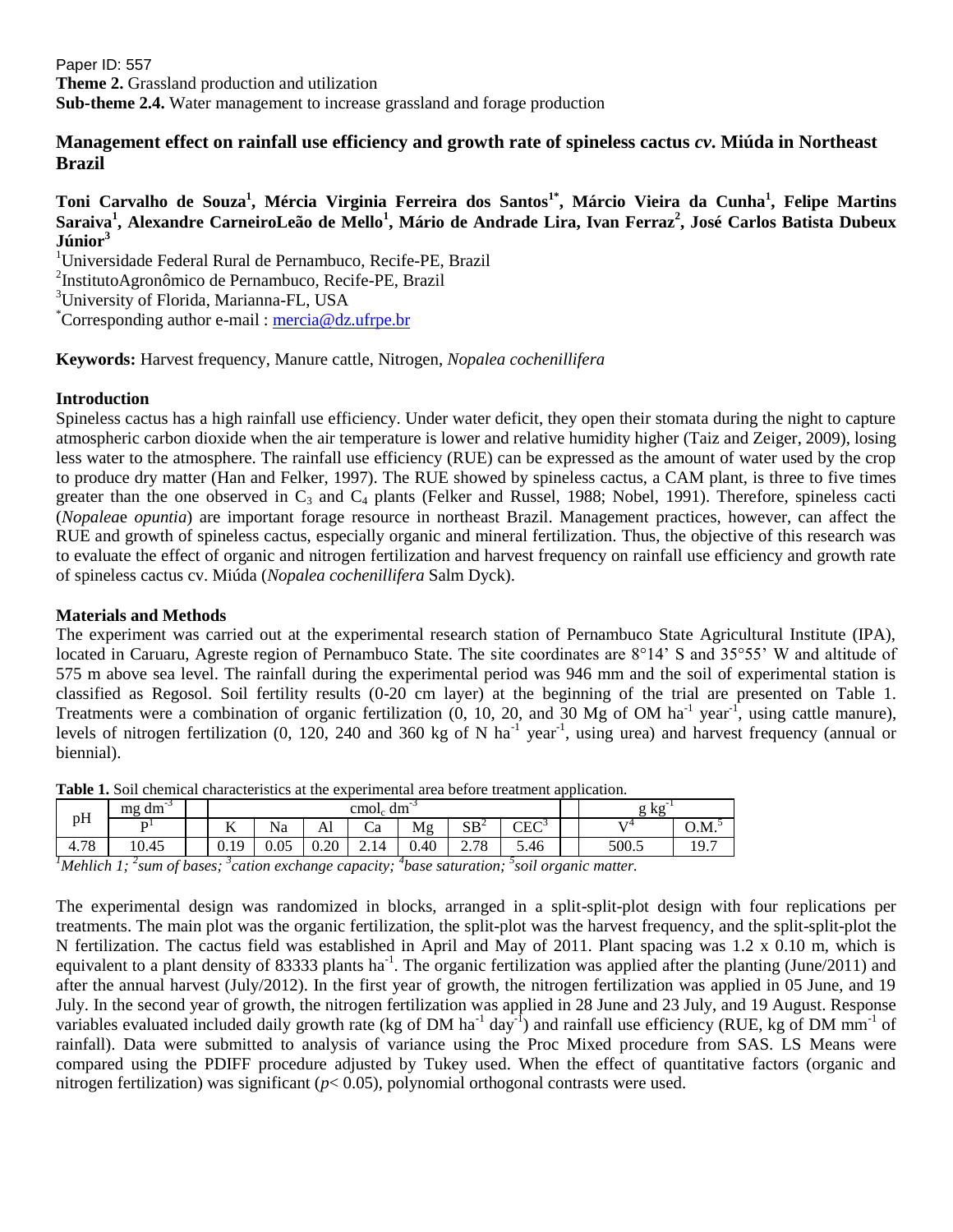Paper ID: 557

**Theme 2.** Grassland production and utilization

**Sub-theme 2.4.** Water management to increase grassland and forage production

## Management effect on rainfall use efficiency and growth rate of spineless cactus *cv.* Miúda in Northeast Brazil

**Toni Carvalho de Souza[1], Mércia Virginia Ferreira dos Santos[1*], Márcio Vieira da Cunha[1], Felipe Martins Saraiva[1], Alexandre CarneiroLeão de Mello[1], Mário de Andrade Lira, Ivan Ferraz[2], José Carlos Batista Dubeux Júnior[3]**

[1]Universidade Federal Rural de Pernambuco, Recife-PE, Brazil

[2]InstitutoAgronômico de Pernambuco, Recife-PE, Brazil

[3]University of Florida, Marianna-FL, USA

[*]Corresponding author e-mail : mercia@dz.ufrpe.br

**Keywords:** Harvest frequency, Manure cattle, Nitrogen, *Nopalea cochenillifera*

### Introduction

Spineless cactus has a high rainfall use efficiency. Under water deficit, they open their stomata during the night to capture atmospheric carbon dioxide when the air temperature is lower and relative humidity higher (Taiz and Zeiger, 2009), losing less water to the atmosphere. The rainfall use efficiency (RUE) can be expressed as the amount of water used by the crop to produce dry matter (Han and Felker, 1997). The RUE showed by spineless cactus, a CAM plant, is three to five times greater than the one observed in $C_3$ and $C_4$ plants (Felker and Russel, 1988; Nobel, 1991). Therefore, spineless cacti (*Nopalea*e *opuntia*) are important forage resource in northeast Brazil. Management practices, however, can affect the RUE and growth of spineless cactus, especially organic and mineral fertilization. Thus, the objective of this research was to evaluate the effect of organic and nitrogen fertilization and harvest frequency on rainfall use efficiency and growth rate of spineless cactus cv. Miúda (*Nopalea cochenillifera* Salm Dyck).

### Materials and Methods

The experiment was carried out at the experimental research station of Pernambuco State Agricultural Institute (IPA), located in Caruaru, Agreste region of Pernambuco State. The site coordinates are 8°14' S and 35°55' W and altitude of 575 m above sea level. The rainfall during the experimental period was 946 mm and the soil of experimental station is classified as Regosol. Soil fertility results (0-20 cm layer) at the beginning of the trial are presented on Table 1. Treatments were a combination of organic fertilization (0, 10, 20, and 30 Mg of OM $ha^{-1}$ $year^{-1}$, using cattle manure), levels of nitrogen fertilization (0, 120, 240 and 360 kg of N $ha^{-1}$ $year^{-1}$, using urea) and harvest frequency (annual or biennial).

**Table 1.** Soil chemical characteristics at the experimental area before treatment application.

| pH | mg $dm^{-3}$ | $cmol_c$ $dm^{-3}$ | | | | | | | g $kg^{-1}$ | |
|---|---|---|---|---|---|---|---|---|---|---|
| | P[1] | K | Na | Al | Ca | Mg | SB[2] | CEC[3] | V[4] | O.M.[5] |
| 4.78 | 10.45 | 0.19 | 0.05 | 0.20 | 2.14 | 0.40 | 2.78 | 5.46 | 500.5 | 19.7 |

*[1]Mehlich 1; [2]sum of bases; [3]cation exchange capacity; [4]base saturation; [5]soil organic matter.*

The experimental design was randomized in blocks, arranged in a split-split-plot design with four replications per treatments. The main plot was the organic fertilization, the split-plot was the harvest frequency, and the split-split-plot the N fertilization. The cactus field was established in April and May of 2011. Plant spacing was 1.2 x 0.10 m, which is equivalent to a plant density of 83333 plants $ha^{-1}$. The organic fertilization was applied after the planting (June/2011) and after the annual harvest (July/2012). In the first year of growth, the nitrogen fertilization was applied in 05 June, and 19 July. In the second year of growth, the nitrogen fertilization was applied in 28 June and 23 July, and 19 August. Response variables evaluated included daily growth rate (kg of DM $ha^{-1}$ $day^{-1}$) and rainfall use efficiency (RUE, kg of DM $mm^{-1}$ of rainfall). Data were submitted to analysis of variance using the Proc Mixed procedure from SAS. LS Means were compared using the PDIFF procedure adjusted by Tukey used. When the effect of quantitative factors (organic and nitrogen fertilization) was significant ($p < 0.05$), polynomial orthogonal contrasts were used.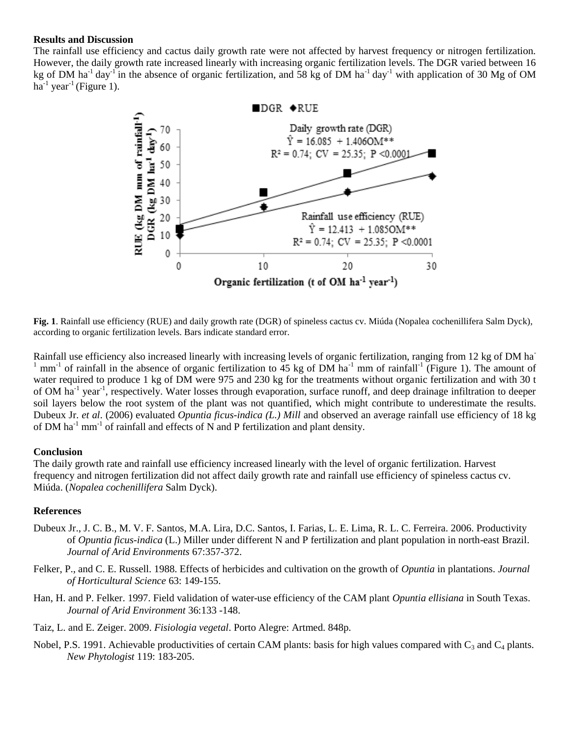## Results and Discussion

The rainfall use efficiency and cactus daily growth rate were not affected by harvest frequency or nitrogen fertilization. However, the daily growth rate increased linearly with increasing organic fertilization levels. The DGR varied between 16 kg of DM $ha^{-1}$ $day^{-1}$ in the absence of organic fertilization, and 58 kg of DM $ha^{-1}$ $day^{-1}$ with application of 30 Mg of OM $ha^{-1}$ $year^{-1}$ (Figure 1).

■DGR ◆RUE

Daily growth rate (DGR)

$\hat{Y} = 16.085 + 1.406OM^{**}$

$R^2 = 0.74$; CV = 25.35; P <0.0001

Rainfall use efficiency (RUE)

$\hat{Y} = 12.413 + 1.085OM^{**}$

$R^2 = 0.74$; CV = 25.35; P <0.0001

RUE (kg DM mm of $rainfall^{-1}$) DGR (kg DM $ha^{-1}$ $day^{-1}$)

70 60 50 40 30 20 10 0

0 10 20 30

Organic fertilization (t of OM $ha^{-1}$ $year^{-1}$)

**Fig. 1**. Rainfall use efficiency (RUE) and daily growth rate (DGR) of spineless cactus cv. Miúda (Nopalea cochenillifera Salm Dyck), according to organic fertilization levels. Bars indicate standard error.

Rainfall use efficiency also increased linearly with increasing levels of organic fertilization, ranging from 12 kg of DM $ha^{-1}$ $mm^{-1}$ of rainfall in the absence of organic fertilization to 45 kg of DM $ha^{-1}$ mm of $rainfall^{-1}$ (Figure 1). The amount of water required to produce 1 kg of DM were 975 and 230 kg for the treatments without organic fertilization and with 30 t of OM $ha^{-1}$ $year^{-1}$, respectively. Water losses through evaporation, surface runoff, and deep drainage infiltration to deeper soil layers below the root system of the plant was not quantified, which might contribute to underestimate the results. Dubeux Jr. *et al*. (2006) evaluated *Opuntia ficus-indica (L.) Mill* and observed an average rainfall use efficiency of 18 kg of DM $ha^{-1}$ $mm^{-1}$ of rainfall and effects of N and P fertilization and plant density.

## Conclusion

The daily growth rate and rainfall use efficiency increased linearly with the level of organic fertilization. Harvest frequency and nitrogen fertilization did not affect daily growth rate and rainfall use efficiency of spineless cactus cv. Miúda. (*Nopalea cochenillifera* Salm Dyck).

## References

Dubeux Jr., J. C. B., M. V. F. Santos, M.A. Lira, D.C. Santos, I. Farias, L. E. Lima, R. L. C. Ferreira. 2006. Productivity of *Opuntia ficus-indica* (L.) Miller under different N and P fertilization and plant population in north-east Brazil. *Journal of Arid Environments* 67:357-372.

Felker, P., and C. E. Russell. 1988. Effects of herbicides and cultivation on the growth of *Opuntia* in plantations. *Journal of Horticultural Science* 63: 149-155.

Han, H. and P. Felker. 1997. Field validation of water-use efficiency of the CAM plant *Opuntia ellisiana* in South Texas. *Journal of Arid Environment* 36:133 -148.

Taiz, L. and E. Zeiger. 2009. *Fisiologia vegetal*. Porto Alegre: Artmed. 848p.

Nobel, P.S. 1991. Achievable productivities of certain CAM plants: basis for high values compared with $C_3$ and $C_4$ plants. *New Phytologist* 119: 183-205.